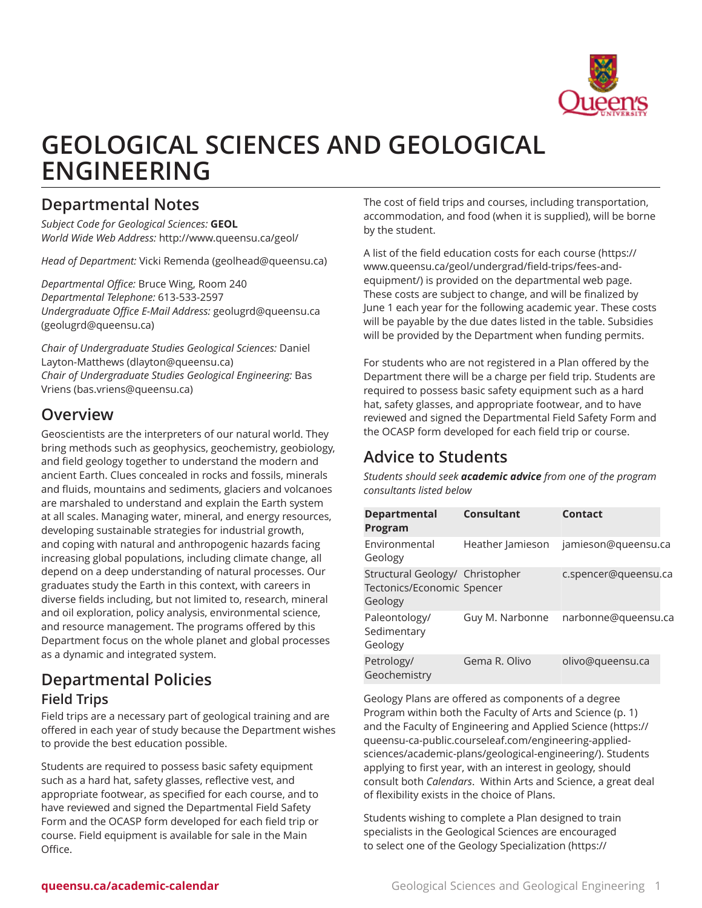# GEOLOGICAL SCIENCES AND GEOLOGICAL ENGINEERING

## Departmental Notes

*Subject Code for Geological Sciences:* **GEOL**
*World Wide Web Address:* http://www.queensu.ca/geol/

*Head of Department:* Vicki Remenda (geolhead@queensu.ca)

*Departmental Office:* Bruce Wing, Room 240
*Departmental Telephone:* 613-533-2597
*Undergraduate Office E-Mail Address:* geolugrd@queensu.ca (geolugrd@queensu.ca)

*Chair of Undergraduate Studies Geological Sciences:* Daniel Layton-Matthews (dlayton@queensu.ca)
*Chair of Undergraduate Studies Geological Engineering:* Bas Vriens (bas.vriens@queensu.ca)

## Overview

Geoscientists are the interpreters of our natural world. They bring methods such as geophysics, geochemistry, geobiology, and field geology together to understand the modern and ancient Earth. Clues concealed in rocks and fossils, minerals and fluids, mountains and sediments, glaciers and volcanoes are marshaled to understand and explain the Earth system at all scales. Managing water, mineral, and energy resources, developing sustainable strategies for industrial growth, and coping with natural and anthropogenic hazards facing increasing global populations, including climate change, all depend on a deep understanding of natural processes. Our graduates study the Earth in this context, with careers in diverse fields including, but not limited to, research, mineral and oil exploration, policy analysis, environmental science, and resource management. The programs offered by this Department focus on the whole planet and global processes as a dynamic and integrated system.

## Departmental Policies

### Field Trips

Field trips are a necessary part of geological training and are offered in each year of study because the Department wishes to provide the best education possible.

Students are required to possess basic safety equipment such as a hard hat, safety glasses, reflective vest, and appropriate footwear, as specified for each course, and to have reviewed and signed the Departmental Field Safety Form and the OCASP form developed for each field trip or course. Field equipment is available for sale in the Main Office.

The cost of field trips and courses, including transportation, accommodation, and food (when it is supplied), will be borne by the student.

A list of the field education costs for each course (https://www.queensu.ca/geol/undergrad/field-trips/fees-and-equipment/) is provided on the departmental web page. These costs are subject to change, and will be finalized by June 1 each year for the following academic year. These costs will be payable by the due dates listed in the table. Subsidies will be provided by the Department when funding permits.

For students who are not registered in a Plan offered by the Department there will be a charge per field trip. Students are required to possess basic safety equipment such as a hard hat, safety glasses, and appropriate footwear, and to have reviewed and signed the Departmental Field Safety Form and the OCASP form developed for each field trip or course.

## Advice to Students

*Students should seek* ***academic advice*** *from one of the program consultants listed below*

| Departmental Program | Consultant | Contact |
|---|---|---|
| Environmental Geology | Heather Jamieson | jamieson@queensu.ca |
| Structural Geology/ Tectonics/Economic Geology | Christopher Spencer | c.spencer@queensu.ca |
| Paleontology/ Sedimentary Geology | Guy M. Narbonne | narbonne@queensu.ca |
| Petrology/ Geochemistry | Gema R. Olivo | olivo@queensu.ca |

Geology Plans are offered as components of a degree Program within both the Faculty of Arts and Science (p. 1) and the Faculty of Engineering and Applied Science (https://queensu-ca-public.courseleaf.com/engineering-applied-sciences/academic-plans/geological-engineering/). Students applying to first year, with an interest in geology, should consult both *Calendars*. Within Arts and Science, a great deal of flexibility exists in the choice of Plans.

Students wishing to complete a Plan designed to train specialists in the Geological Sciences are encouraged to select one of the Geology Specialization (https://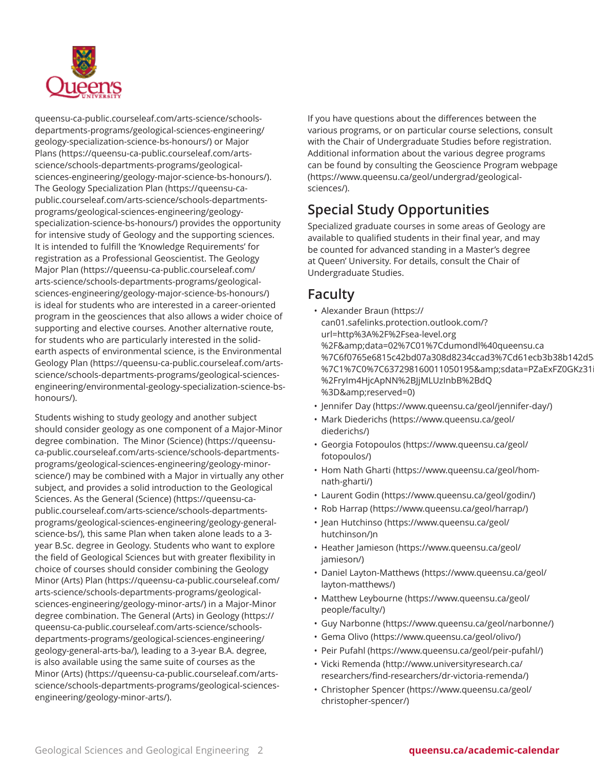queensu-ca-public.courseleaf.com/arts-science/schools-departments-programs/geological-sciences-engineering/geology-specialization-science-bs-honours/) or Major Plans (https://queensu-ca-public.courseleaf.com/arts-science/schools-departments-programs/geological-sciences-engineering/geology-major-science-bs-honours/). The Geology Specialization Plan (https://queensu-ca-public.courseleaf.com/arts-science/schools-departments-programs/geological-sciences-engineering/geology-specialization-science-bs-honours/) provides the opportunity for intensive study of Geology and the supporting sciences. It is intended to fulfill the 'Knowledge Requirements' for registration as a Professional Geoscientist. The Geology Major Plan (https://queensu-ca-public.courseleaf.com/arts-science/schools-departments-programs/geological-sciences-engineering/geology-major-science-bs-honours/) is ideal for students who are interested in a career-oriented program in the geosciences that also allows a wider choice of supporting and elective courses. Another alternative route, for students who are particularly interested in the solid-earth aspects of environmental science, is the Environmental Geology Plan (https://queensu-ca-public.courseleaf.com/arts-science/schools-departments-programs/geological-sciences-engineering/environmental-geology-specialization-science-bs-honours/).

Students wishing to study geology and another subject should consider geology as one component of a Major-Minor degree combination. The Minor (Science) (https://queensu-ca-public.courseleaf.com/arts-science/schools-departments-programs/geological-sciences-engineering/geology-minor-science/) may be combined with a Major in virtually any other subject, and provides a solid introduction to the Geological Sciences. As the General (Science) (https://queensu-ca-public.courseleaf.com/arts-science/schools-departments-programs/geological-sciences-engineering/geology-general-science-bs/), this same Plan when taken alone leads to a 3-year B.Sc. degree in Geology. Students who want to explore the field of Geological Sciences but with greater flexibility in choice of courses should consider combining the Geology Minor (Arts) Plan (https://queensu-ca-public.courseleaf.com/arts-science/schools-departments-programs/geological-sciences-engineering/geology-minor-arts/) in a Major-Minor degree combination. The General (Arts) in Geology (https://queensu-ca-public.courseleaf.com/arts-science/schools-departments-programs/geological-sciences-engineering/geology-general-arts-ba/), leading to a 3-year B.A. degree, is also available using the same suite of courses as the Minor (Arts) (https://queensu-ca-public.courseleaf.com/arts-science/schools-departments-programs/geological-sciences-engineering/geology-minor-arts/).

If you have questions about the differences between the various programs, or on particular course selections, consult with the Chair of Undergraduate Studies before registration. Additional information about the various degree programs can be found by consulting the Geoscience Program webpage (https://www.queensu.ca/geol/undergrad/geological-sciences/).

## Special Study Opportunities

Specialized graduate courses in some areas of Geology are available to qualified students in their final year, and may be counted for advanced standing in a Master's degree at Queen' University. For details, consult the Chair of Undergraduate Studies.

## Faculty

- Alexander Braun (https://can01.safelinks.protection.outlook.com/?url=http%3A%2F%2Fsea-level.org%2F&amp;data=02%7C01%7Cdumondl%40queensu.ca%7C6f0765e6815c42bd07a308d8234ccad3%7Cd61ecb3b38b142d5%7C1%7C0%7C637298160011050195&amp;sdata=PZaExFZ0GKz31i%2FryIm4HjcApNN%2BJjMLUzInbB%2BdQ%3D&amp;reserved=0)
- Jennifer Day (https://www.queensu.ca/geol/jennifer-day/)
- Mark Diederichs (https://www.queensu.ca/geol/diederichs/)
- Georgia Fotopoulos (https://www.queensu.ca/geol/fotopoulos/)
- Hom Nath Gharti (https://www.queensu.ca/geol/hom-nath-gharti/)
- Laurent Godin (https://www.queensu.ca/geol/godin/)
- Rob Harrap (https://www.queensu.ca/geol/harrap/)
- Jean Hutchinso (https://www.queensu.ca/geol/hutchinson/)n
- Heather Jamieson (https://www.queensu.ca/geol/jamieson/)
- Daniel Layton-Matthews (https://www.queensu.ca/geol/layton-matthews/)
- Matthew Leybourne (https://www.queensu.ca/geol/people/faculty/)
- Guy Narbonne (https://www.queensu.ca/geol/narbonne/)
- Gema Olivo (https://www.queensu.ca/geol/olivo/)
- Peir Pufahl (https://www.queensu.ca/geol/peir-pufahl/)
- Vicki Remenda (http://www.universityresearch.ca/researchers/find-researchers/dr-victoria-remenda/)
- Christopher Spencer (https://www.queensu.ca/geol/christopher-spencer/)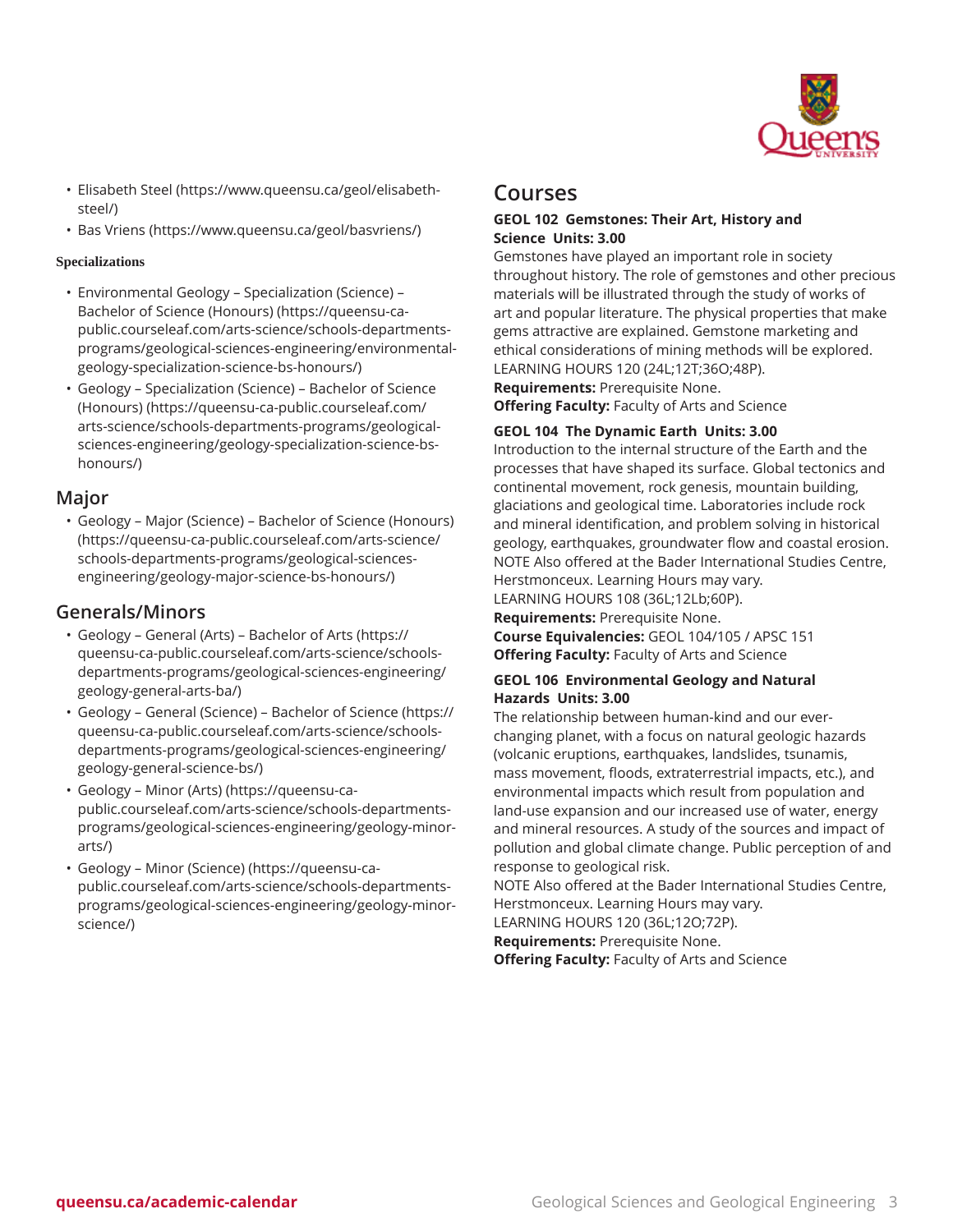- Elisabeth Steel (https://www.queensu.ca/geol/elisabeth-steel/)
- Bas Vriens (https://www.queensu.ca/geol/basvriens/)

**Specializations**

- Environmental Geology – Specialization (Science) – Bachelor of Science (Honours) (https://queensu-ca-public.courseleaf.com/arts-science/schools-departments-programs/geological-sciences-engineering/environmental-geology-specialization-science-bs-honours/)
- Geology – Specialization (Science) – Bachelor of Science (Honours) (https://queensu-ca-public.courseleaf.com/arts-science/schools-departments-programs/geological-sciences-engineering/geology-specialization-science-bs-honours/)

## Major

- Geology – Major (Science) – Bachelor of Science (Honours) (https://queensu-ca-public.courseleaf.com/arts-science/schools-departments-programs/geological-sciences-engineering/geology-major-science-bs-honours/)

## Generals/Minors

- Geology – General (Arts) – Bachelor of Arts (https://queensu-ca-public.courseleaf.com/arts-science/schools-departments-programs/geological-sciences-engineering/geology-general-arts-ba/)
- Geology – General (Science) – Bachelor of Science (https://queensu-ca-public.courseleaf.com/arts-science/schools-departments-programs/geological-sciences-engineering/geology-general-science-bs/)
- Geology – Minor (Arts) (https://queensu-ca-public.courseleaf.com/arts-science/schools-departments-programs/geological-sciences-engineering/geology-minor-arts/)
- Geology – Minor (Science) (https://queensu-ca-public.courseleaf.com/arts-science/schools-departments-programs/geological-sciences-engineering/geology-minor-science/)

# Courses

**GEOL 102 Gemstones: Their Art, History and Science Units: 3.00**

Gemstones have played an important role in society throughout history. The role of gemstones and other precious materials will be illustrated through the study of works of art and popular literature. The physical properties that make gems attractive are explained. Gemstone marketing and ethical considerations of mining methods will be explored.
LEARNING HOURS 120 (24L;12T;36O;48P).
**Requirements:** Prerequisite None.
**Offering Faculty:** Faculty of Arts and Science

**GEOL 104 The Dynamic Earth Units: 3.00**

Introduction to the internal structure of the Earth and the processes that have shaped its surface. Global tectonics and continental movement, rock genesis, mountain building, glaciations and geological time. Laboratories include rock and mineral identification, and problem solving in historical geology, earthquakes, groundwater flow and coastal erosion.
NOTE Also offered at the Bader International Studies Centre, Herstmonceux. Learning Hours may vary.
LEARNING HOURS 108 (36L;12Lb;60P).
**Requirements:** Prerequisite None.
**Course Equivalencies:** GEOL 104/105 / APSC 151
**Offering Faculty:** Faculty of Arts and Science

**GEOL 106 Environmental Geology and Natural Hazards Units: 3.00**

The relationship between human-kind and our ever-changing planet, with a focus on natural geologic hazards (volcanic eruptions, earthquakes, landslides, tsunamis, mass movement, floods, extraterrestrial impacts, etc.), and environmental impacts which result from population and land-use expansion and our increased use of water, energy and mineral resources. A study of the sources and impact of pollution and global climate change. Public perception of and response to geological risk.
NOTE Also offered at the Bader International Studies Centre, Herstmonceux. Learning Hours may vary.
LEARNING HOURS 120 (36L;12O;72P).
**Requirements:** Prerequisite None.
**Offering Faculty:** Faculty of Arts and Science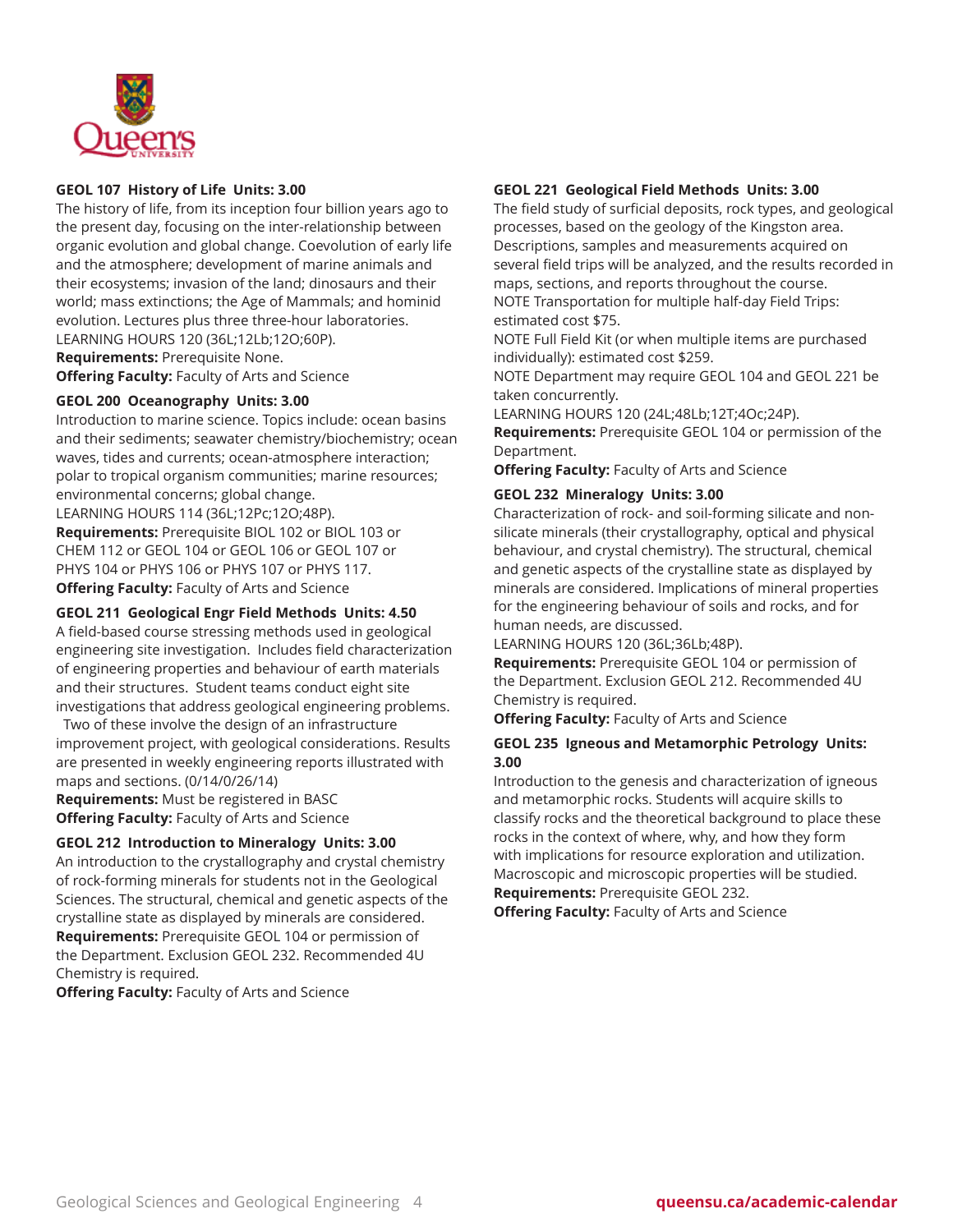### GEOL 107 History of Life Units: 3.00

The history of life, from its inception four billion years ago to the present day, focusing on the inter-relationship between organic evolution and global change. Coevolution of early life and the atmosphere; development of marine animals and their ecosystems; invasion of the land; dinosaurs and their world; mass extinctions; the Age of Mammals; and hominid evolution. Lectures plus three three-hour laboratories.
LEARNING HOURS 120 (36L;12Lb;12O;60P).
**Requirements:** Prerequisite None.
**Offering Faculty:** Faculty of Arts and Science

### GEOL 200 Oceanography Units: 3.00

Introduction to marine science. Topics include: ocean basins and their sediments; seawater chemistry/biochemistry; ocean waves, tides and currents; ocean-atmosphere interaction; polar to tropical organism communities; marine resources; environmental concerns; global change.
LEARNING HOURS 114 (36L;12Pc;12O;48P).
**Requirements:** Prerequisite BIOL 102 or BIOL 103 or CHEM 112 or GEOL 104 or GEOL 106 or GEOL 107 or PHYS 104 or PHYS 106 or PHYS 107 or PHYS 117.
**Offering Faculty:** Faculty of Arts and Science

### GEOL 211 Geological Engr Field Methods Units: 4.50

A field-based course stressing methods used in geological engineering site investigation. Includes field characterization of engineering properties and behaviour of earth materials and their structures. Student teams conduct eight site investigations that address geological engineering problems. Two of these involve the design of an infrastructure improvement project, with geological considerations. Results are presented in weekly engineering reports illustrated with maps and sections. (0/14/0/26/14)
**Requirements:** Must be registered in BASC
**Offering Faculty:** Faculty of Arts and Science

### GEOL 212 Introduction to Mineralogy Units: 3.00

An introduction to the crystallography and crystal chemistry of rock-forming minerals for students not in the Geological Sciences. The structural, chemical and genetic aspects of the crystalline state as displayed by minerals are considered.
**Requirements:** Prerequisite GEOL 104 or permission of the Department. Exclusion GEOL 232. Recommended 4U Chemistry is required.
**Offering Faculty:** Faculty of Arts and Science

### GEOL 221 Geological Field Methods Units: 3.00

The field study of surficial deposits, rock types, and geological processes, based on the geology of the Kingston area. Descriptions, samples and measurements acquired on several field trips will be analyzed, and the results recorded in maps, sections, and reports throughout the course.
NOTE Transportation for multiple half-day Field Trips: estimated cost $75.
NOTE Full Field Kit (or when multiple items are purchased individually): estimated cost $259.
NOTE Department may require GEOL 104 and GEOL 221 be taken concurrently.
LEARNING HOURS 120 (24L;48Lb;12T;4Oc;24P).
**Requirements:** Prerequisite GEOL 104 or permission of the Department.
**Offering Faculty:** Faculty of Arts and Science

### GEOL 232 Mineralogy Units: 3.00

Characterization of rock- and soil-forming silicate and non-silicate minerals (their crystallography, optical and physical behaviour, and crystal chemistry). The structural, chemical and genetic aspects of the crystalline state as displayed by minerals are considered. Implications of mineral properties for the engineering behaviour of soils and rocks, and for human needs, are discussed.
LEARNING HOURS 120 (36L;36Lb;48P).
**Requirements:** Prerequisite GEOL 104 or permission of the Department. Exclusion GEOL 212. Recommended 4U Chemistry is required.
**Offering Faculty:** Faculty of Arts and Science

### GEOL 235 Igneous and Metamorphic Petrology Units: 3.00

Introduction to the genesis and characterization of igneous and metamorphic rocks. Students will acquire skills to classify rocks and the theoretical background to place these rocks in the context of where, why, and how they form with implications for resource exploration and utilization. Macroscopic and microscopic properties will be studied.
**Requirements:** Prerequisite GEOL 232.
**Offering Faculty:** Faculty of Arts and Science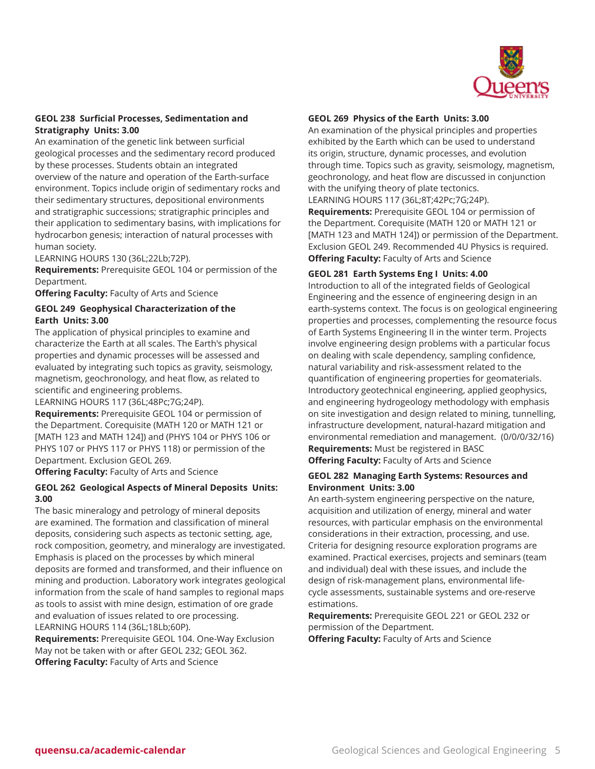### GEOL 238 Surficial Processes, Sedimentation and Stratigraphy Units: 3.00

An examination of the genetic link between surficial geological processes and the sedimentary record produced by these processes. Students obtain an integrated overview of the nature and operation of the Earth-surface environment. Topics include origin of sedimentary rocks and their sedimentary structures, depositional environments and stratigraphic successions; stratigraphic principles and their application to sedimentary basins, with implications for hydrocarbon genesis; interaction of natural processes with human society.
LEARNING HOURS 130 (36L;22Lb;72P).

**Requirements:** Prerequisite GEOL 104 or permission of the Department.

**Offering Faculty:** Faculty of Arts and Science

### GEOL 249 Geophysical Characterization of the Earth Units: 3.00

The application of physical principles to examine and characterize the Earth at all scales. The Earth's physical properties and dynamic processes will be assessed and evaluated by integrating such topics as gravity, seismology, magnetism, geochronology, and heat flow, as related to scientific and engineering problems.
LEARNING HOURS 117 (36L;48Pc;7G;24P).

**Requirements:** Prerequisite GEOL 104 or permission of the Department. Corequisite (MATH 120 or MATH 121 or [MATH 123 and MATH 124]) and (PHYS 104 or PHYS 106 or PHYS 107 or PHYS 117 or PHYS 118) or permission of the Department. Exclusion GEOL 269.

**Offering Faculty:** Faculty of Arts and Science

### GEOL 262 Geological Aspects of Mineral Deposits Units: 3.00

The basic mineralogy and petrology of mineral deposits are examined. The formation and classification of mineral deposits, considering such aspects as tectonic setting, age, rock composition, geometry, and mineralogy are investigated. Emphasis is placed on the processes by which mineral deposits are formed and transformed, and their influence on mining and production. Laboratory work integrates geological information from the scale of hand samples to regional maps as tools to assist with mine design, estimation of ore grade and evaluation of issues related to ore processing.
LEARNING HOURS 114 (36L;18Lb;60P).

**Requirements:** Prerequisite GEOL 104. One-Way Exclusion May not be taken with or after GEOL 232; GEOL 362.

**Offering Faculty:** Faculty of Arts and Science

### GEOL 269 Physics of the Earth Units: 3.00

An examination of the physical principles and properties exhibited by the Earth which can be used to understand its origin, structure, dynamic processes, and evolution through time. Topics such as gravity, seismology, magnetism, geochronology, and heat flow are discussed in conjunction with the unifying theory of plate tectonics.
LEARNING HOURS 117 (36L;8T;42Pc;7G;24P).

**Requirements:** Prerequisite GEOL 104 or permission of the Department. Corequisite (MATH 120 or MATH 121 or [MATH 123 and MATH 124]) or permission of the Department. Exclusion GEOL 249. Recommended 4U Physics is required.

**Offering Faculty:** Faculty of Arts and Science

### GEOL 281 Earth Systems Eng I Units: 4.00

Introduction to all of the integrated fields of Geological Engineering and the essence of engineering design in an earth-systems context. The focus is on geological engineering properties and processes, complementing the resource focus of Earth Systems Engineering II in the winter term. Projects involve engineering design problems with a particular focus on dealing with scale dependency, sampling confidence, natural variability and risk-assessment related to the quantification of engineering properties for geomaterials. Introductory geotechnical engineering, applied geophysics, and engineering hydrogeology methodology with emphasis on site investigation and design related to mining, tunnelling, infrastructure development, natural-hazard mitigation and environmental remediation and management. (0/0/0/32/16)

**Requirements:** Must be registered in BASC

**Offering Faculty:** Faculty of Arts and Science

### GEOL 282 Managing Earth Systems: Resources and Environment Units: 3.00

An earth-system engineering perspective on the nature, acquisition and utilization of energy, mineral and water resources, with particular emphasis on the environmental considerations in their extraction, processing, and use. Criteria for designing resource exploration programs are examined. Practical exercises, projects and seminars (team and individual) deal with these issues, and include the design of risk-management plans, environmental life-cycle assessments, sustainable systems and ore-reserve estimations.

**Requirements:** Prerequisite GEOL 221 or GEOL 232 or permission of the Department.

**Offering Faculty:** Faculty of Arts and Science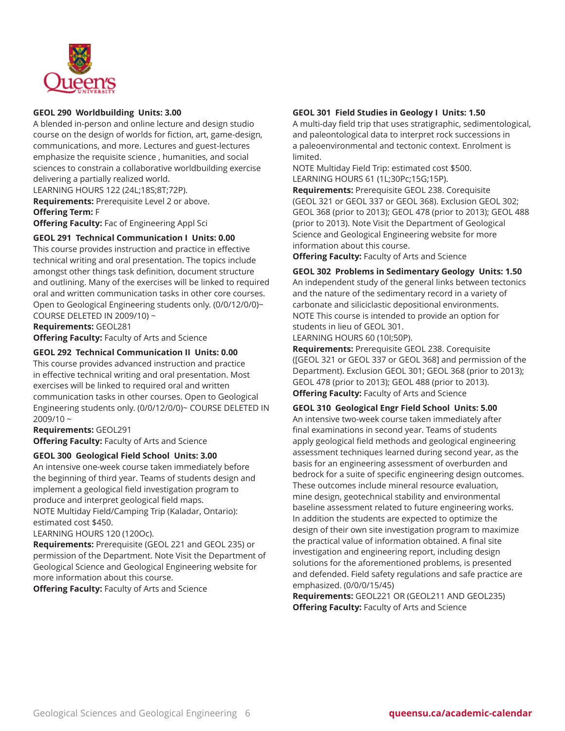**GEOL 290 Worldbuilding Units: 3.00**

A blended in-person and online lecture and design studio course on the design of worlds for fiction, art, game-design, communications, and more. Lectures and guest-lectures emphasize the requisite science , humanities, and social sciences to constrain a collaborative worldbuilding exercise delivering a partially realized world.

LEARNING HOURS 122 (24L;18S;8T;72P).

**Requirements:** Prerequisite Level 2 or above.

**Offering Term:** F

**Offering Faculty:** Fac of Engineering Appl Sci

**GEOL 291 Technical Communication I Units: 0.00**

This course provides instruction and practice in effective technical writing and oral presentation. The topics include amongst other things task definition, document structure and outlining. Many of the exercises will be linked to required oral and written communication tasks in other core courses. Open to Geological Engineering students only. (0/0/12/0/0)~ COURSE DELETED IN 2009/10) ~

**Requirements:** GEOL281

**Offering Faculty:** Faculty of Arts and Science

**GEOL 292 Technical Communication II Units: 0.00**

This course provides advanced instruction and practice in effective technical writing and oral presentation. Most exercises will be linked to required oral and written communication tasks in other courses. Open to Geological Engineering students only. (0/0/12/0/0)~ COURSE DELETED IN 2009/10 ~

**Requirements:** GEOL291

**Offering Faculty:** Faculty of Arts and Science

**GEOL 300 Geological Field School Units: 3.00**

An intensive one-week course taken immediately before the beginning of third year. Teams of students design and implement a geological field investigation program to produce and interpret geological field maps.

NOTE Multiday Field/Camping Trip (Kaladar, Ontario): estimated cost $450.

LEARNING HOURS 120 (120Oc).

**Requirements:** Prerequisite (GEOL 221 and GEOL 235) or permission of the Department. Note Visit the Department of Geological Science and Geological Engineering website for more information about this course.

**Offering Faculty:** Faculty of Arts and Science

**GEOL 301 Field Studies in Geology I Units: 1.50**

A multi-day field trip that uses stratigraphic, sedimentological, and paleontological data to interpret rock successions in a paleoenvironmental and tectonic context. Enrolment is limited.

NOTE Multiday Field Trip: estimated cost $500.

LEARNING HOURS 61 (1L;30Pc;15G;15P).

**Requirements:** Prerequisite GEOL 238. Corequisite (GEOL 321 or GEOL 337 or GEOL 368). Exclusion GEOL 302; GEOL 368 (prior to 2013); GEOL 478 (prior to 2013); GEOL 488 (prior to 2013). Note Visit the Department of Geological Science and Geological Engineering website for more information about this course.

**Offering Faculty:** Faculty of Arts and Science

**GEOL 302 Problems in Sedimentary Geology Units: 1.50**

An independent study of the general links between tectonics and the nature of the sedimentary record in a variety of carbonate and siliciclastic depositional environments.

NOTE This course is intended to provide an option for students in lieu of GEOL 301.

LEARNING HOURS 60 (10I;50P).

**Requirements:** Prerequisite GEOL 238. Corequisite ([GEOL 321 or GEOL 337 or GEOL 368] and permission of the Department). Exclusion GEOL 301; GEOL 368 (prior to 2013); GEOL 478 (prior to 2013); GEOL 488 (prior to 2013).

**Offering Faculty:** Faculty of Arts and Science

**GEOL 310 Geological Engr Field School Units: 5.00**

An intensive two-week course taken immediately after final examinations in second year. Teams of students apply geological field methods and geological engineering assessment techniques learned during second year, as the basis for an engineering assessment of overburden and bedrock for a suite of specific engineering design outcomes. These outcomes include mineral resource evaluation, mine design, geotechnical stability and environmental baseline assessment related to future engineering works. In addition the students are expected to optimize the design of their own site investigation program to maximize the practical value of information obtained. A final site investigation and engineering report, including design solutions for the aforementioned problems, is presented and defended. Field safety regulations and safe practice are emphasized. (0/0/0/15/45)

**Requirements:** GEOL221 OR (GEOL211 AND GEOL235)

**Offering Faculty:** Faculty of Arts and Science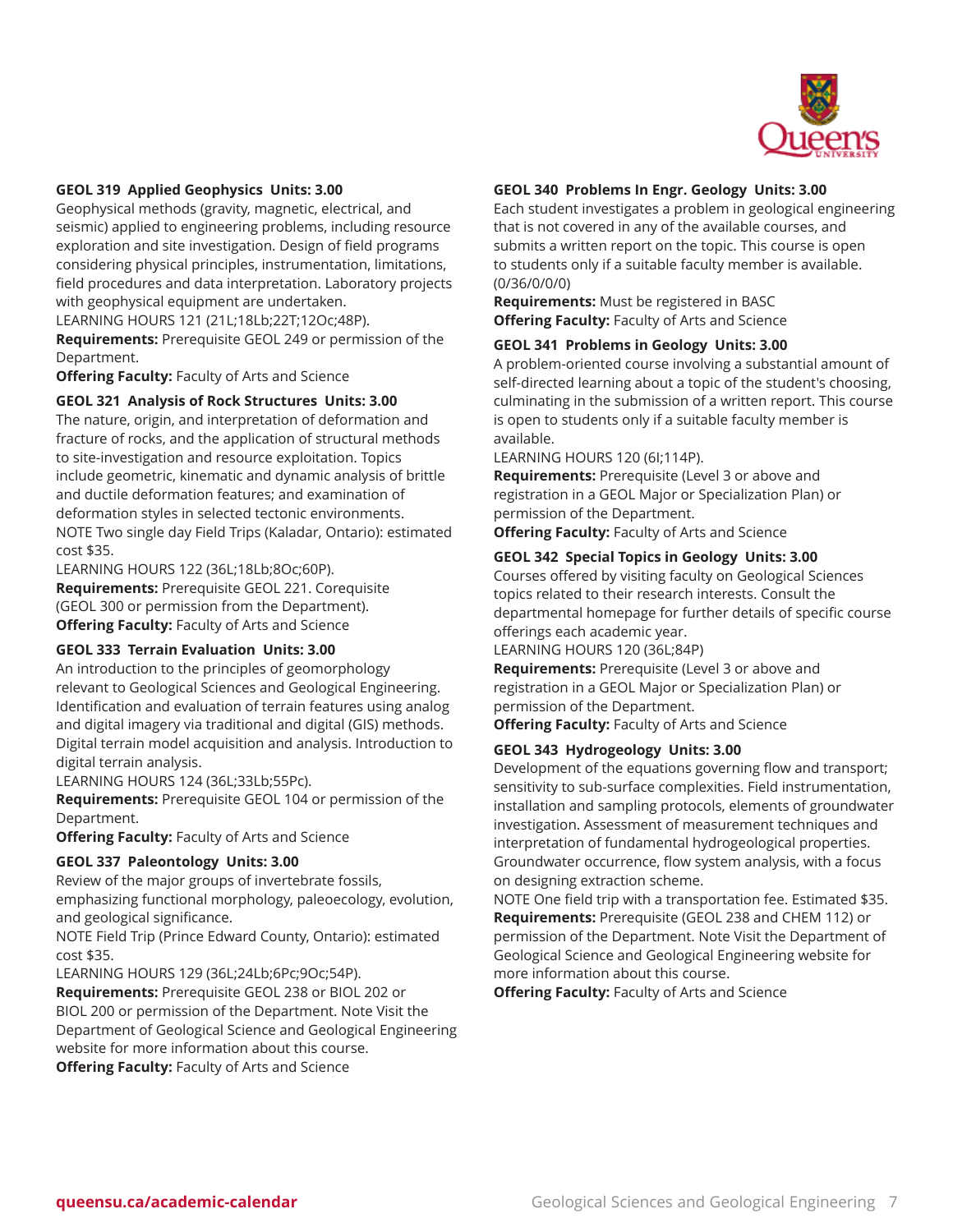### GEOL 319 Applied Geophysics Units: 3.00

Geophysical methods (gravity, magnetic, electrical, and seismic) applied to engineering problems, including resource exploration and site investigation. Design of field programs considering physical principles, instrumentation, limitations, field procedures and data interpretation. Laboratory projects with geophysical equipment are undertaken.
LEARNING HOURS 121 (21L;18Lb;22T;12Oc;48P).
**Requirements:** Prerequisite GEOL 249 or permission of the Department.
**Offering Faculty:** Faculty of Arts and Science

### GEOL 321 Analysis of Rock Structures Units: 3.00

The nature, origin, and interpretation of deformation and fracture of rocks, and the application of structural methods to site-investigation and resource exploitation. Topics include geometric, kinematic and dynamic analysis of brittle and ductile deformation features; and examination of deformation styles in selected tectonic environments.
NOTE Two single day Field Trips (Kaladar, Ontario): estimated cost $35.
LEARNING HOURS 122 (36L;18Lb;8Oc;60P).
**Requirements:** Prerequisite GEOL 221. Corequisite (GEOL 300 or permission from the Department).
**Offering Faculty:** Faculty of Arts and Science

### GEOL 333 Terrain Evaluation Units: 3.00

An introduction to the principles of geomorphology relevant to Geological Sciences and Geological Engineering. Identification and evaluation of terrain features using analog and digital imagery via traditional and digital (GIS) methods. Digital terrain model acquisition and analysis. Introduction to digital terrain analysis.
LEARNING HOURS 124 (36L;33Lb;55Pc).
**Requirements:** Prerequisite GEOL 104 or permission of the Department.
**Offering Faculty:** Faculty of Arts and Science

### GEOL 337 Paleontology Units: 3.00

Review of the major groups of invertebrate fossils, emphasizing functional morphology, paleoecology, evolution, and geological significance.
NOTE Field Trip (Prince Edward County, Ontario): estimated cost $35.
LEARNING HOURS 129 (36L;24Lb;6Pc;9Oc;54P).
**Requirements:** Prerequisite GEOL 238 or BIOL 202 or BIOL 200 or permission of the Department. Note Visit the Department of Geological Science and Geological Engineering website for more information about this course.
**Offering Faculty:** Faculty of Arts and Science

### GEOL 340 Problems In Engr. Geology Units: 3.00

Each student investigates a problem in geological engineering that is not covered in any of the available courses, and submits a written report on the topic. This course is open to students only if a suitable faculty member is available. (0/36/0/0/0)
**Requirements:** Must be registered in BASC
**Offering Faculty:** Faculty of Arts and Science

### GEOL 341 Problems in Geology Units: 3.00

A problem-oriented course involving a substantial amount of self-directed learning about a topic of the student's choosing, culminating in the submission of a written report. This course is open to students only if a suitable faculty member is available.
LEARNING HOURS 120 (6I;114P).
**Requirements:** Prerequisite (Level 3 or above and registration in a GEOL Major or Specialization Plan) or permission of the Department.
**Offering Faculty:** Faculty of Arts and Science

### GEOL 342 Special Topics in Geology Units: 3.00

Courses offered by visiting faculty on Geological Sciences topics related to their research interests. Consult the departmental homepage for further details of specific course offerings each academic year.
LEARNING HOURS 120 (36L;84P)
**Requirements:** Prerequisite (Level 3 or above and registration in a GEOL Major or Specialization Plan) or permission of the Department.
**Offering Faculty:** Faculty of Arts and Science

### GEOL 343 Hydrogeology Units: 3.00

Development of the equations governing flow and transport; sensitivity to sub-surface complexities. Field instrumentation, installation and sampling protocols, elements of groundwater investigation. Assessment of measurement techniques and interpretation of fundamental hydrogeological properties. Groundwater occurrence, flow system analysis, with a focus on designing extraction scheme.
NOTE One field trip with a transportation fee. Estimated $35.
**Requirements:** Prerequisite (GEOL 238 and CHEM 112) or permission of the Department. Note Visit the Department of Geological Science and Geological Engineering website for more information about this course.
**Offering Faculty:** Faculty of Arts and Science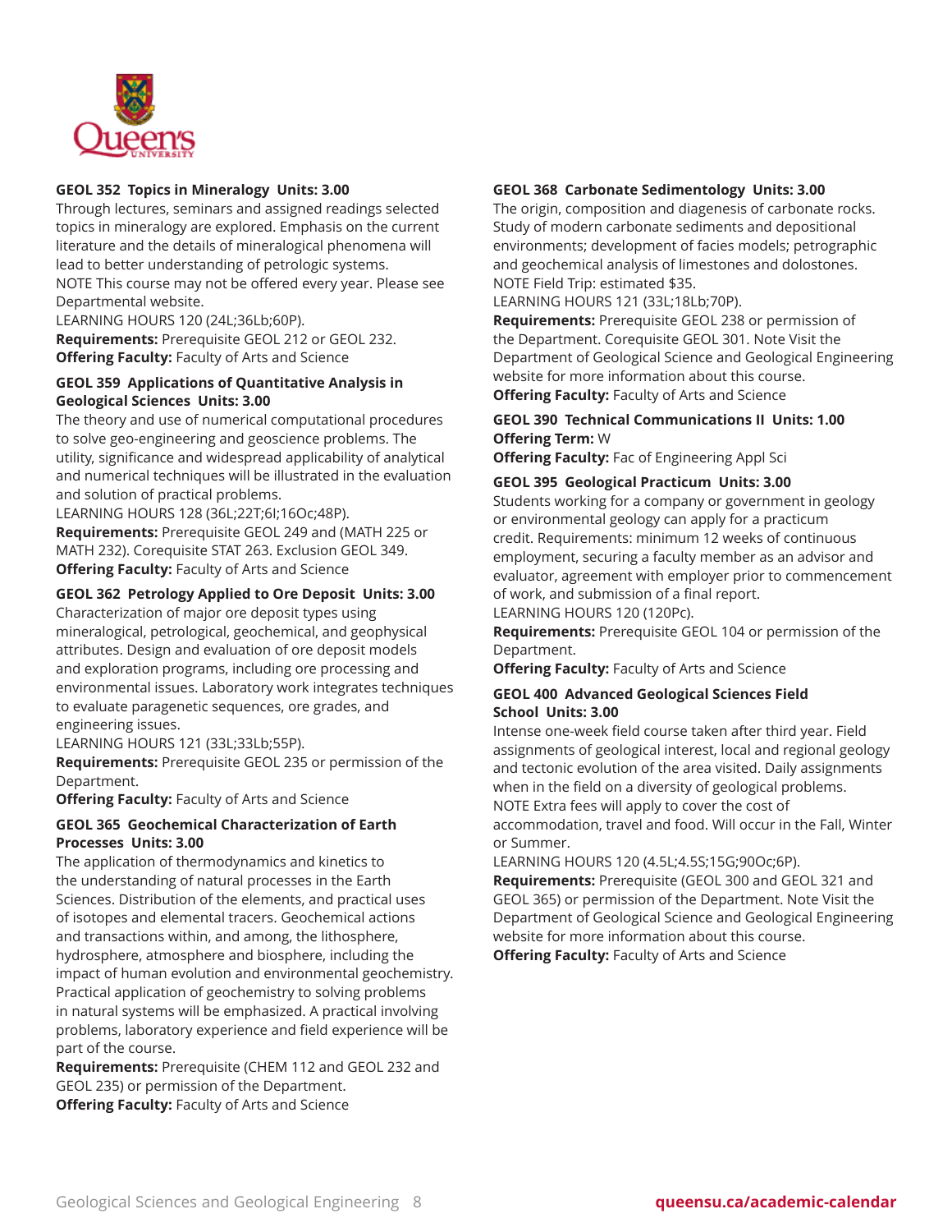### GEOL 352 Topics in Mineralogy Units: 3.00

Through lectures, seminars and assigned readings selected topics in mineralogy are explored. Emphasis on the current literature and the details of mineralogical phenomena will lead to better understanding of petrologic systems.
NOTE This course may not be offered every year. Please see Departmental website.
LEARNING HOURS 120 (24L;36Lb;60P).
**Requirements:** Prerequisite GEOL 212 or GEOL 232.
**Offering Faculty:** Faculty of Arts and Science

### GEOL 359 Applications of Quantitative Analysis in Geological Sciences Units: 3.00

The theory and use of numerical computational procedures to solve geo-engineering and geoscience problems. The utility, significance and widespread applicability of analytical and numerical techniques will be illustrated in the evaluation and solution of practical problems.
LEARNING HOURS 128 (36L;22T;6I;16Oc;48P).
**Requirements:** Prerequisite GEOL 249 and (MATH 225 or MATH 232). Corequisite STAT 263. Exclusion GEOL 349.
**Offering Faculty:** Faculty of Arts and Science

### GEOL 362 Petrology Applied to Ore Deposit Units: 3.00

Characterization of major ore deposit types using mineralogical, petrological, geochemical, and geophysical attributes. Design and evaluation of ore deposit models and exploration programs, including ore processing and environmental issues. Laboratory work integrates techniques to evaluate paragenetic sequences, ore grades, and engineering issues.
LEARNING HOURS 121 (33L;33Lb;55P).
**Requirements:** Prerequisite GEOL 235 or permission of the Department.
**Offering Faculty:** Faculty of Arts and Science

### GEOL 365 Geochemical Characterization of Earth Processes Units: 3.00

The application of thermodynamics and kinetics to the understanding of natural processes in the Earth Sciences. Distribution of the elements, and practical uses of isotopes and elemental tracers. Geochemical actions and transactions within, and among, the lithosphere, hydrosphere, atmosphere and biosphere, including the impact of human evolution and environmental geochemistry. Practical application of geochemistry to solving problems in natural systems will be emphasized. A practical involving problems, laboratory experience and field experience will be part of the course.
**Requirements:** Prerequisite (CHEM 112 and GEOL 232 and GEOL 235) or permission of the Department.
**Offering Faculty:** Faculty of Arts and Science

### GEOL 368 Carbonate Sedimentology Units: 3.00

The origin, composition and diagenesis of carbonate rocks. Study of modern carbonate sediments and depositional environments; development of facies models; petrographic and geochemical analysis of limestones and dolostones.
NOTE Field Trip: estimated $35.
LEARNING HOURS 121 (33L;18Lb;70P).
**Requirements:** Prerequisite GEOL 238 or permission of the Department. Corequisite GEOL 301. Note Visit the Department of Geological Science and Geological Engineering website for more information about this course.
**Offering Faculty:** Faculty of Arts and Science

### GEOL 390 Technical Communications II Units: 1.00

**Offering Term:** W
**Offering Faculty:** Fac of Engineering Appl Sci

### GEOL 395 Geological Practicum Units: 3.00

Students working for a company or government in geology or environmental geology can apply for a practicum credit. Requirements: minimum 12 weeks of continuous employment, securing a faculty member as an advisor and evaluator, agreement with employer prior to commencement of work, and submission of a final report.
LEARNING HOURS 120 (120Pc).
**Requirements:** Prerequisite GEOL 104 or permission of the Department.
**Offering Faculty:** Faculty of Arts and Science

### GEOL 400 Advanced Geological Sciences Field School Units: 3.00

Intense one-week field course taken after third year. Field assignments of geological interest, local and regional geology and tectonic evolution of the area visited. Daily assignments when in the field on a diversity of geological problems.
NOTE Extra fees will apply to cover the cost of accommodation, travel and food. Will occur in the Fall, Winter or Summer.
LEARNING HOURS 120 (4.5L;4.5S;15G;90Oc;6P).
**Requirements:** Prerequisite (GEOL 300 and GEOL 321 and GEOL 365) or permission of the Department. Note Visit the Department of Geological Science and Geological Engineering website for more information about this course.
**Offering Faculty:** Faculty of Arts and Science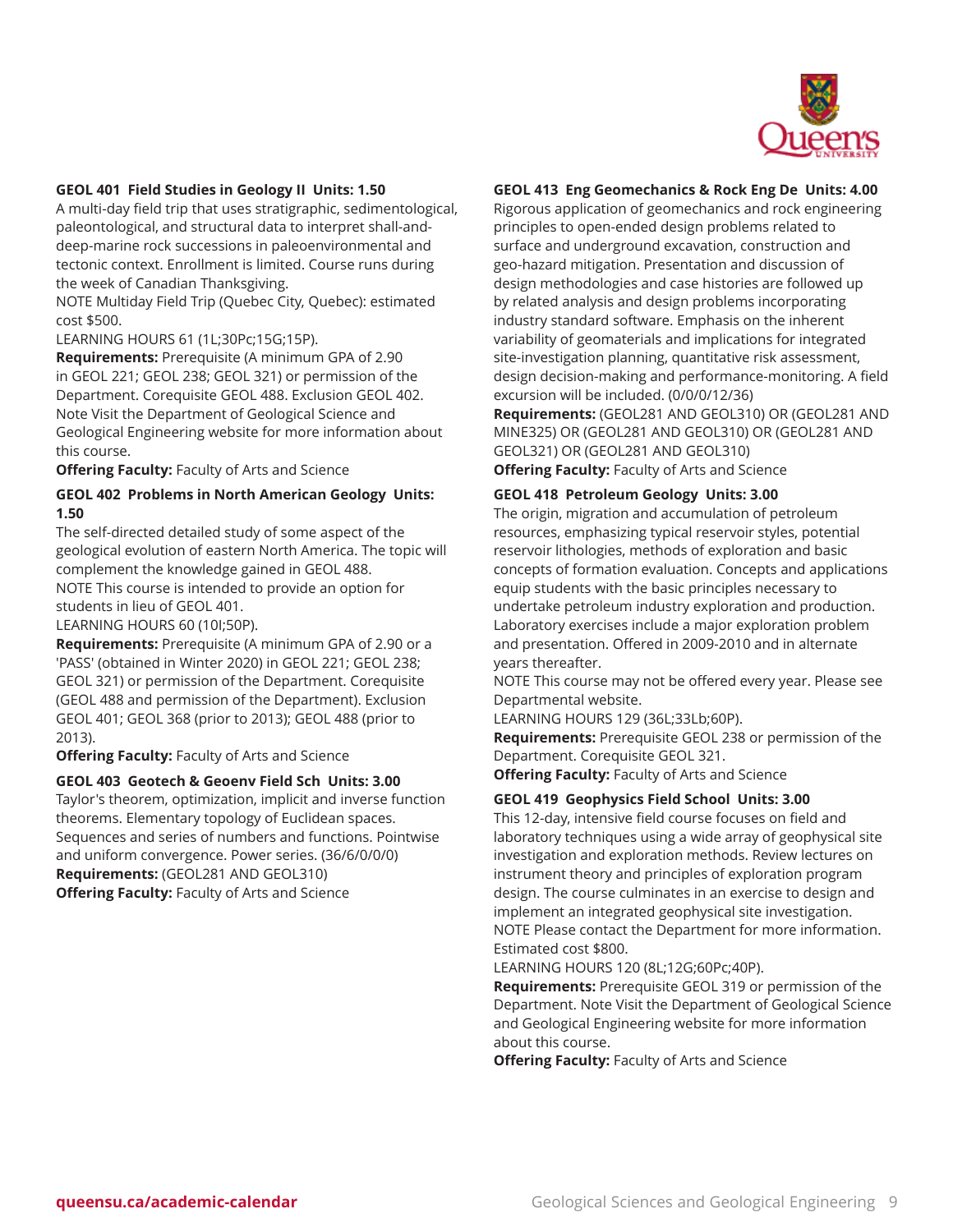**GEOL 401 Field Studies in Geology II Units: 1.50**

A multi-day field trip that uses stratigraphic, sedimentological, paleontological, and structural data to interpret shall-and-deep-marine rock successions in paleoenvironmental and tectonic context. Enrollment is limited. Course runs during the week of Canadian Thanksgiving.

NOTE Multiday Field Trip (Quebec City, Quebec): estimated cost $500.

LEARNING HOURS 61 (1L;30Pc;15G;15P).

**Requirements:** Prerequisite (A minimum GPA of 2.90 in GEOL 221; GEOL 238; GEOL 321) or permission of the Department. Corequisite GEOL 488. Exclusion GEOL 402. Note Visit the Department of Geological Science and Geological Engineering website for more information about this course.

**Offering Faculty:** Faculty of Arts and Science

**GEOL 402 Problems in North American Geology Units: 1.50**

The self-directed detailed study of some aspect of the geological evolution of eastern North America. The topic will complement the knowledge gained in GEOL 488.

NOTE This course is intended to provide an option for students in lieu of GEOL 401.

LEARNING HOURS 60 (10I;50P).

**Requirements:** Prerequisite (A minimum GPA of 2.90 or a 'PASS' (obtained in Winter 2020) in GEOL 221; GEOL 238; GEOL 321) or permission of the Department. Corequisite (GEOL 488 and permission of the Department). Exclusion GEOL 401; GEOL 368 (prior to 2013); GEOL 488 (prior to 2013).

**Offering Faculty:** Faculty of Arts and Science

**GEOL 403 Geotech & Geoenv Field Sch Units: 3.00**

Taylor's theorem, optimization, implicit and inverse function theorems. Elementary topology of Euclidean spaces. Sequences and series of numbers and functions. Pointwise and uniform convergence. Power series. (36/6/0/0/0)

**Requirements:** (GEOL281 AND GEOL310)

**Offering Faculty:** Faculty of Arts and Science

**GEOL 413 Eng Geomechanics & Rock Eng De Units: 4.00**

Rigorous application of geomechanics and rock engineering principles to open-ended design problems related to surface and underground excavation, construction and geo-hazard mitigation. Presentation and discussion of design methodologies and case histories are followed up by related analysis and design problems incorporating industry standard software. Emphasis on the inherent variability of geomaterials and implications for integrated site-investigation planning, quantitative risk assessment, design decision-making and performance-monitoring. A field excursion will be included. (0/0/0/12/36)

**Requirements:** (GEOL281 AND GEOL310) OR (GEOL281 AND MINE325) OR (GEOL281 AND GEOL310) OR (GEOL281 AND GEOL321) OR (GEOL281 AND GEOL310)

**Offering Faculty:** Faculty of Arts and Science

**GEOL 418 Petroleum Geology Units: 3.00**

The origin, migration and accumulation of petroleum resources, emphasizing typical reservoir styles, potential reservoir lithologies, methods of exploration and basic concepts of formation evaluation. Concepts and applications equip students with the basic principles necessary to undertake petroleum industry exploration and production. Laboratory exercises include a major exploration problem and presentation. Offered in 2009-2010 and in alternate years thereafter.

NOTE This course may not be offered every year. Please see Departmental website.

LEARNING HOURS 129 (36L;33Lb;60P).

**Requirements:** Prerequisite GEOL 238 or permission of the Department. Corequisite GEOL 321.

**Offering Faculty:** Faculty of Arts and Science

**GEOL 419 Geophysics Field School Units: 3.00**

This 12-day, intensive field course focuses on field and laboratory techniques using a wide array of geophysical site investigation and exploration methods. Review lectures on instrument theory and principles of exploration program design. The course culminates in an exercise to design and implement an integrated geophysical site investigation.

NOTE Please contact the Department for more information. Estimated cost $800.

LEARNING HOURS 120 (8L;12G;60Pc;40P).

**Requirements:** Prerequisite GEOL 319 or permission of the Department. Note Visit the Department of Geological Science and Geological Engineering website for more information about this course.

**Offering Faculty:** Faculty of Arts and Science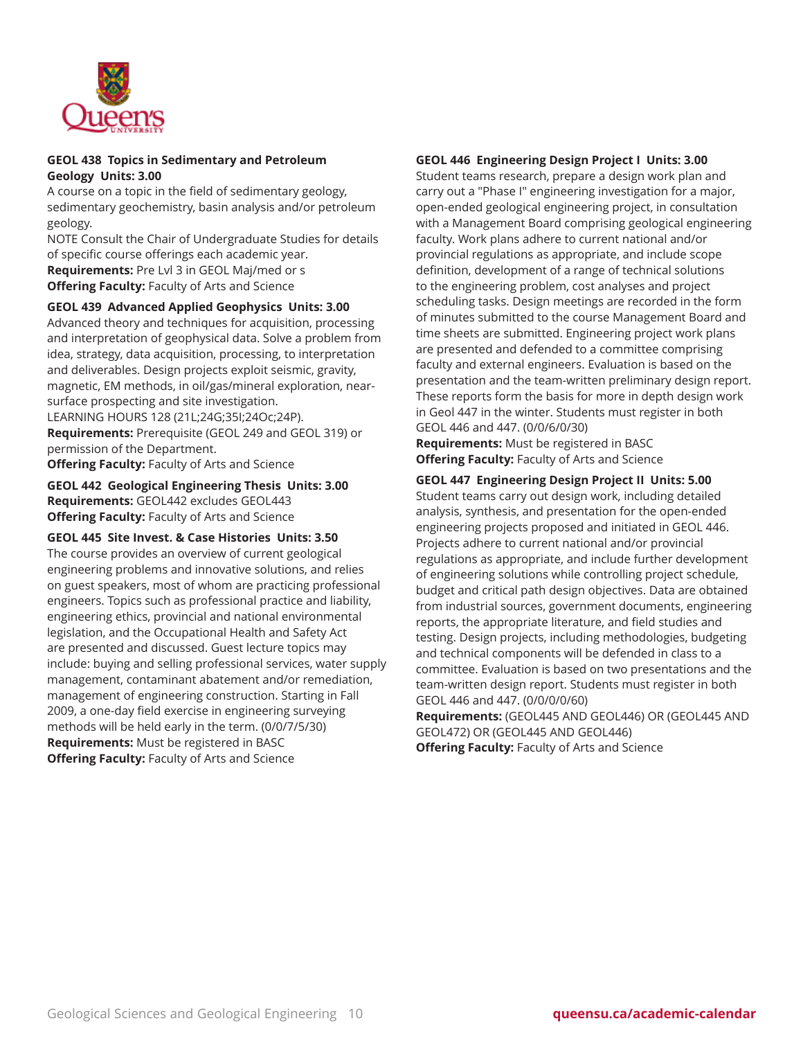**GEOL 438 Topics in Sedimentary and Petroleum Geology Units: 3.00**
A course on a topic in the field of sedimentary geology, sedimentary geochemistry, basin analysis and/or petroleum geology.
NOTE Consult the Chair of Undergraduate Studies for details of specific course offerings each academic year.
**Requirements:** Pre Lvl 3 in GEOL Maj/med or s
**Offering Faculty:** Faculty of Arts and Science

**GEOL 439 Advanced Applied Geophysics Units: 3.00**
Advanced theory and techniques for acquisition, processing and interpretation of geophysical data. Solve a problem from idea, strategy, data acquisition, processing, to interpretation and deliverables. Design projects exploit seismic, gravity, magnetic, EM methods, in oil/gas/mineral exploration, near-surface prospecting and site investigation.
LEARNING HOURS 128 (21L;24G;35I;24Oc;24P).
**Requirements:** Prerequisite (GEOL 249 and GEOL 319) or permission of the Department.
**Offering Faculty:** Faculty of Arts and Science

**GEOL 442 Geological Engineering Thesis Units: 3.00**
**Requirements:** GEOL442 excludes GEOL443
**Offering Faculty:** Faculty of Arts and Science

**GEOL 445 Site Invest. & Case Histories Units: 3.50**
The course provides an overview of current geological engineering problems and innovative solutions, and relies on guest speakers, most of whom are practicing professional engineers. Topics such as professional practice and liability, engineering ethics, provincial and national environmental legislation, and the Occupational Health and Safety Act are presented and discussed. Guest lecture topics may include: buying and selling professional services, water supply management, contaminant abatement and/or remediation, management of engineering construction. Starting in Fall 2009, a one-day field exercise in engineering surveying methods will be held early in the term. (0/0/7/5/30)
**Requirements:** Must be registered in BASC
**Offering Faculty:** Faculty of Arts and Science

**GEOL 446 Engineering Design Project I Units: 3.00**
Student teams research, prepare a design work plan and carry out a "Phase I" engineering investigation for a major, open-ended geological engineering project, in consultation with a Management Board comprising geological engineering faculty. Work plans adhere to current national and/or provincial regulations as appropriate, and include scope definition, development of a range of technical solutions to the engineering problem, cost analyses and project scheduling tasks. Design meetings are recorded in the form of minutes submitted to the course Management Board and time sheets are submitted. Engineering project work plans are presented and defended to a committee comprising faculty and external engineers. Evaluation is based on the presentation and the team-written preliminary design report. These reports form the basis for more in depth design work in Geol 447 in the winter. Students must register in both GEOL 446 and 447. (0/0/6/0/30)
**Requirements:** Must be registered in BASC
**Offering Faculty:** Faculty of Arts and Science

**GEOL 447 Engineering Design Project II Units: 5.00**
Student teams carry out design work, including detailed analysis, synthesis, and presentation for the open-ended engineering projects proposed and initiated in GEOL 446. Projects adhere to current national and/or provincial regulations as appropriate, and include further development of engineering solutions while controlling project schedule, budget and critical path design objectives. Data are obtained from industrial sources, government documents, engineering reports, the appropriate literature, and field studies and testing. Design projects, including methodologies, budgeting and technical components will be defended in class to a committee. Evaluation is based on two presentations and the team-written design report. Students must register in both GEOL 446 and 447. (0/0/0/0/60)
**Requirements:** (GEOL445 AND GEOL446) OR (GEOL445 AND GEOL472) OR (GEOL445 AND GEOL446)
**Offering Faculty:** Faculty of Arts and Science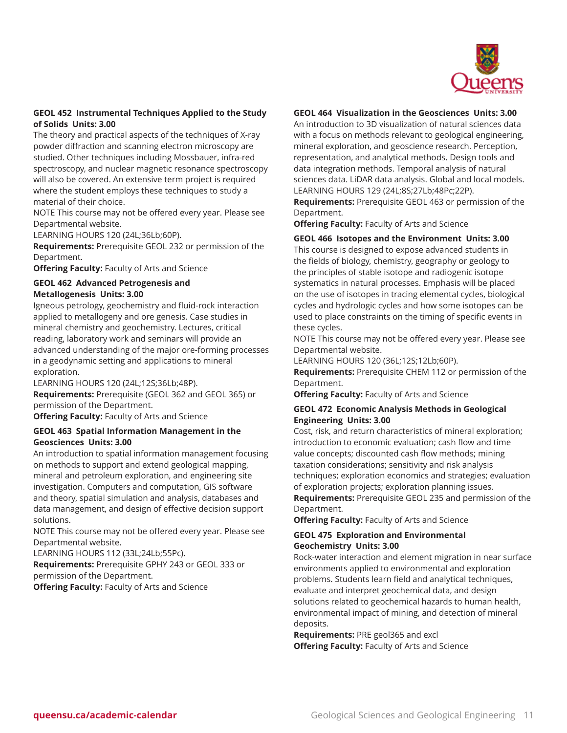### GEOL 452 Instrumental Techniques Applied to the Study of Solids Units: 3.00

The theory and practical aspects of the techniques of X-ray powder diffraction and scanning electron microscopy are studied. Other techniques including Mossbauer, infra-red spectroscopy, and nuclear magnetic resonance spectroscopy will also be covered. An extensive term project is required where the student employs these techniques to study a material of their choice.

NOTE This course may not be offered every year. Please see Departmental website.

LEARNING HOURS 120 (24L;36Lb;60P).

**Requirements:** Prerequisite GEOL 232 or permission of the Department.

**Offering Faculty:** Faculty of Arts and Science

### GEOL 462 Advanced Petrogenesis and Metallogenesis Units: 3.00

Igneous petrology, geochemistry and fluid-rock interaction applied to metallogeny and ore genesis. Case studies in mineral chemistry and geochemistry. Lectures, critical reading, laboratory work and seminars will provide an advanced understanding of the major ore-forming processes in a geodynamic setting and applications to mineral exploration.

LEARNING HOURS 120 (24L;12S;36Lb;48P).

**Requirements:** Prerequisite (GEOL 362 and GEOL 365) or permission of the Department.

**Offering Faculty:** Faculty of Arts and Science

### GEOL 463 Spatial Information Management in the Geosciences Units: 3.00

An introduction to spatial information management focusing on methods to support and extend geological mapping, mineral and petroleum exploration, and engineering site investigation. Computers and computation, GIS software and theory, spatial simulation and analysis, databases and data management, and design of effective decision support solutions.

NOTE This course may not be offered every year. Please see Departmental website.

LEARNING HOURS 112 (33L;24Lb;55Pc).

**Requirements:** Prerequisite GPHY 243 or GEOL 333 or permission of the Department.

**Offering Faculty:** Faculty of Arts and Science

### GEOL 464 Visualization in the Geosciences Units: 3.00

An introduction to 3D visualization of natural sciences data with a focus on methods relevant to geological engineering, mineral exploration, and geoscience research. Perception, representation, and analytical methods. Design tools and data integration methods. Temporal analysis of natural sciences data. LiDAR data analysis. Global and local models.

LEARNING HOURS 129 (24L;8S;27Lb;48Pc;22P).

**Requirements:** Prerequisite GEOL 463 or permission of the Department.

**Offering Faculty:** Faculty of Arts and Science

### GEOL 466 Isotopes and the Environment Units: 3.00

This course is designed to expose advanced students in the fields of biology, chemistry, geography or geology to the principles of stable isotope and radiogenic isotope systematics in natural processes. Emphasis will be placed on the use of isotopes in tracing elemental cycles, biological cycles and hydrologic cycles and how some isotopes can be used to place constraints on the timing of specific events in these cycles.

NOTE This course may not be offered every year. Please see Departmental website.

LEARNING HOURS 120 (36L;12S;12Lb;60P).

**Requirements:** Prerequisite CHEM 112 or permission of the Department.

**Offering Faculty:** Faculty of Arts and Science

### GEOL 472 Economic Analysis Methods in Geological Engineering Units: 3.00

Cost, risk, and return characteristics of mineral exploration; introduction to economic evaluation; cash flow and time value concepts; discounted cash flow methods; mining taxation considerations; sensitivity and risk analysis techniques; exploration economics and strategies; evaluation of exploration projects; exploration planning issues.

**Requirements:** Prerequisite GEOL 235 and permission of the Department.

**Offering Faculty:** Faculty of Arts and Science

### GEOL 475 Exploration and Environmental Geochemistry Units: 3.00

Rock-water interaction and element migration in near surface environments applied to environmental and exploration problems. Students learn field and analytical techniques, evaluate and interpret geochemical data, and design solutions related to geochemical hazards to human health, environmental impact of mining, and detection of mineral deposits.

**Requirements:** PRE geol365 and excl

**Offering Faculty:** Faculty of Arts and Science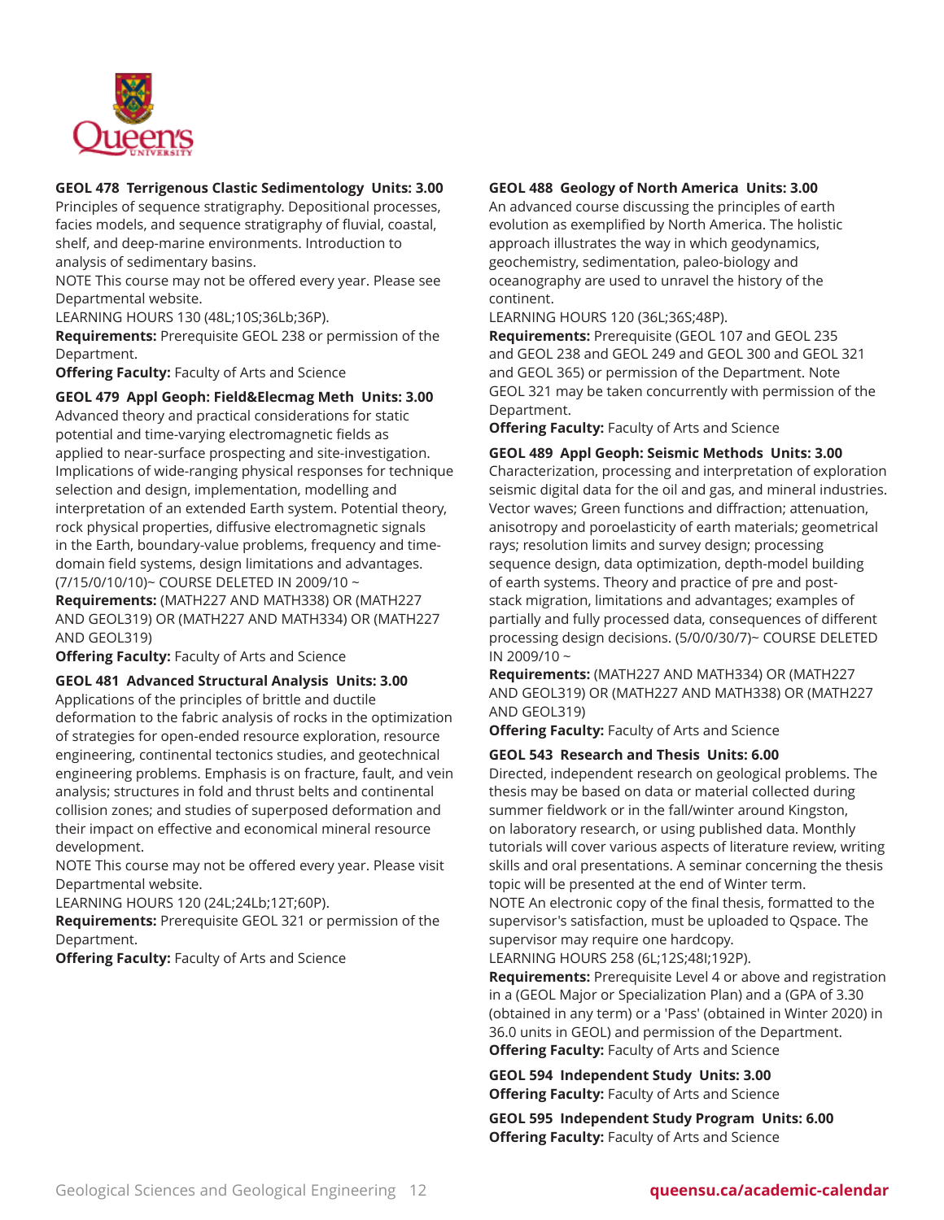**GEOL 478 Terrigenous Clastic Sedimentology Units: 3.00**
Principles of sequence stratigraphy. Depositional processes, facies models, and sequence stratigraphy of fluvial, coastal, shelf, and deep-marine environments. Introduction to analysis of sedimentary basins.
NOTE This course may not be offered every year. Please see Departmental website.
LEARNING HOURS 130 (48L;10S;36Lb;36P).
**Requirements:** Prerequisite GEOL 238 or permission of the Department.
**Offering Faculty:** Faculty of Arts and Science

**GEOL 479 Appl Geoph: Field&Elecmag Meth Units: 3.00**
Advanced theory and practical considerations for static potential and time-varying electromagnetic fields as applied to near-surface prospecting and site-investigation. Implications of wide-ranging physical responses for technique selection and design, implementation, modelling and interpretation of an extended Earth system. Potential theory, rock physical properties, diffusive electromagnetic signals in the Earth, boundary-value problems, frequency and time-domain field systems, design limitations and advantages. (7/15/0/10/10)~ COURSE DELETED IN 2009/10 ~
**Requirements:** (MATH227 AND MATH338) OR (MATH227 AND GEOL319) OR (MATH227 AND MATH334) OR (MATH227 AND GEOL319)
**Offering Faculty:** Faculty of Arts and Science

**GEOL 481 Advanced Structural Analysis Units: 3.00**
Applications of the principles of brittle and ductile deformation to the fabric analysis of rocks in the optimization of strategies for open-ended resource exploration, resource engineering, continental tectonics studies, and geotechnical engineering problems. Emphasis is on fracture, fault, and vein analysis; structures in fold and thrust belts and continental collision zones; and studies of superposed deformation and their impact on effective and economical mineral resource development.
NOTE This course may not be offered every year. Please visit Departmental website.
LEARNING HOURS 120 (24L;24Lb;12T;60P).
**Requirements:** Prerequisite GEOL 321 or permission of the Department.
**Offering Faculty:** Faculty of Arts and Science

**GEOL 488 Geology of North America Units: 3.00**
An advanced course discussing the principles of earth evolution as exemplified by North America. The holistic approach illustrates the way in which geodynamics, geochemistry, sedimentation, paleo-biology and oceanography are used to unravel the history of the continent.
LEARNING HOURS 120 (36L;36S;48P).
**Requirements:** Prerequisite (GEOL 107 and GEOL 235 and GEOL 238 and GEOL 249 and GEOL 300 and GEOL 321 and GEOL 365) or permission of the Department. Note GEOL 321 may be taken concurrently with permission of the Department.
**Offering Faculty:** Faculty of Arts and Science

**GEOL 489 Appl Geoph: Seismic Methods Units: 3.00**
Characterization, processing and interpretation of exploration seismic digital data for the oil and gas, and mineral industries. Vector waves; Green functions and diffraction; attenuation, anisotropy and poroelasticity of earth materials; geometrical rays; resolution limits and survey design; processing sequence design, data optimization, depth-model building of earth systems. Theory and practice of pre and post-stack migration, limitations and advantages; examples of partially and fully processed data, consequences of different processing design decisions. (5/0/0/30/7)~ COURSE DELETED IN 2009/10 ~
**Requirements:** (MATH227 AND MATH334) OR (MATH227 AND GEOL319) OR (MATH227 AND MATH338) OR (MATH227 AND GEOL319)
**Offering Faculty:** Faculty of Arts and Science

**GEOL 543 Research and Thesis Units: 6.00**
Directed, independent research on geological problems. The thesis may be based on data or material collected during summer fieldwork or in the fall/winter around Kingston, on laboratory research, or using published data. Monthly tutorials will cover various aspects of literature review, writing skills and oral presentations. A seminar concerning the thesis topic will be presented at the end of Winter term.
NOTE An electronic copy of the final thesis, formatted to the supervisor's satisfaction, must be uploaded to Qspace. The supervisor may require one hardcopy.
LEARNING HOURS 258 (6L;12S;48I;192P).
**Requirements:** Prerequisite Level 4 or above and registration in a (GEOL Major or Specialization Plan) and a (GPA of 3.30 (obtained in any term) or a 'Pass' (obtained in Winter 2020) in 36.0 units in GEOL) and permission of the Department.
**Offering Faculty:** Faculty of Arts and Science

**GEOL 594 Independent Study Units: 3.00**
**Offering Faculty:** Faculty of Arts and Science

**GEOL 595 Independent Study Program Units: 6.00**
**Offering Faculty:** Faculty of Arts and Science